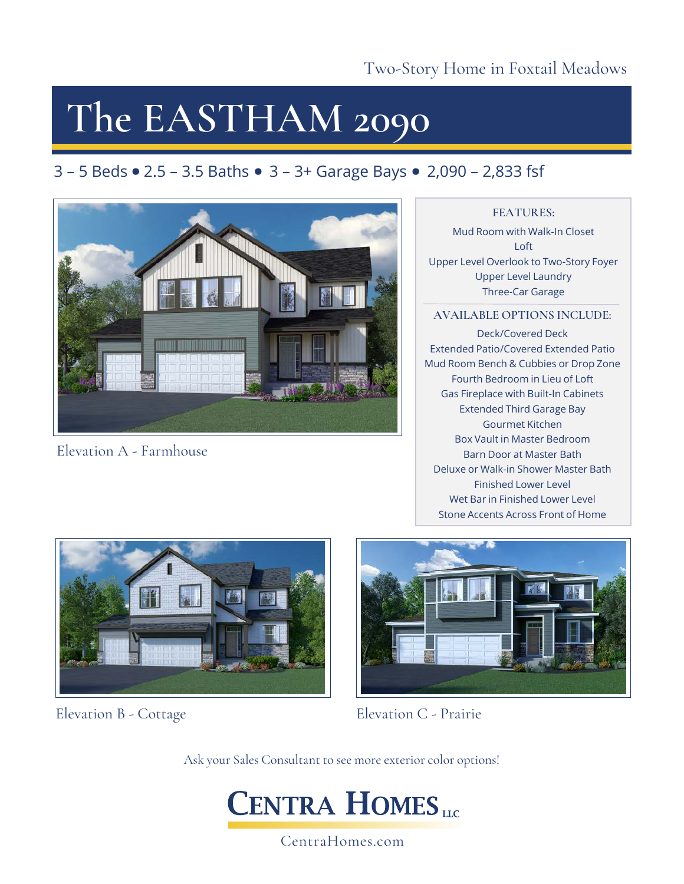Two-Story Home in Foxtail Meadows

# The EASTHAM 2090

3 – 5 Beds • 2.5 – 3.5 Baths • 3 – 3+ Garage Bays • 2,090 – 2,833 fsf

Elevation A - Farmhouse

### FEATURES:

Mud Room with Walk-In Closet
Loft
Upper Level Overlook to Two-Story Foyer
Upper Level Laundry
Three-Car Garage

### AVAILABLE OPTIONS INCLUDE:

Deck/Covered Deck
Extended Patio/Covered Extended Patio
Mud Room Bench & Cubbies or Drop Zone
Fourth Bedroom in Lieu of Loft
Gas Fireplace with Built-In Cabinets
Extended Third Garage Bay
Gourmet Kitchen
Box Vault in Master Bedroom
Barn Door at Master Bath
Deluxe or Walk-in Shower Master Bath
Finished Lower Level
Wet Bar in Finished Lower Level
Stone Accents Across Front of Home

Elevation B - Cottage

Elevation C - Prairie

Ask your Sales Consultant to see more exterior color options!

**CENTRA HOMES LLC**

CentraHomes.com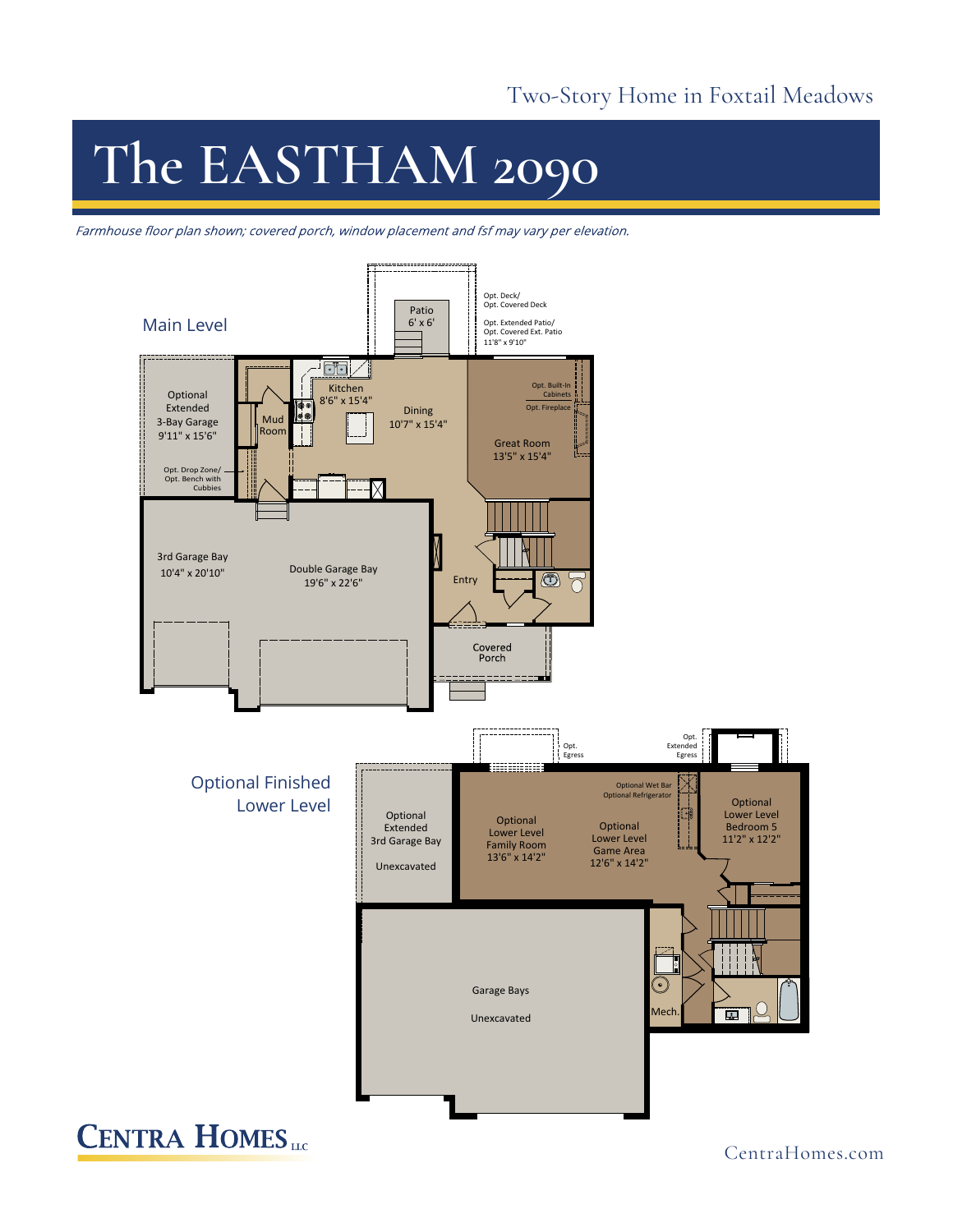Two-Story Home in Foxtail Meadows

# The EASTHAM 2090

*Farmhouse floor plan shown; covered porch, window placement and fsf may vary per elevation.*

## Main Level

Patio
6' x 6'

Opt. Deck/
Opt. Covered Deck

Opt. Extended Patio/
Opt. Covered Ext. Patio
11'8" x 9'10"

Optional
Extended
3-Bay Garage
9'11" x 15'6"

Opt. Drop Zone/
Opt. Bench with
Cubbies

Mud
Room

Kitchen
8'6" x 15'4"

Dining
10'7" x 15'4"

Opt. Built-In
Cabinets

Opt. Fireplace

Great Room
13'5" x 15'4"

3rd Garage Bay
10'4" x 20'10"

Double Garage Bay
19'6" x 22'6"

Entry

Covered
Porch

## Optional Finished Lower Level

Opt.
Egress

Opt.
Extended
Egress

Optional Wet Bar
Optional Refrigerator

Optional
Extended
3rd Garage Bay

Unexcavated

Optional
Lower Level
Family Room
13'6" x 14'2"

Optional
Lower Level
Game Area
12'6" x 14'2"

Optional
Lower Level
Bedroom 5
11'2" x 12'2"

Garage Bays

Unexcavated

Mech.

CENTRA HOMES LLC

CentraHomes.com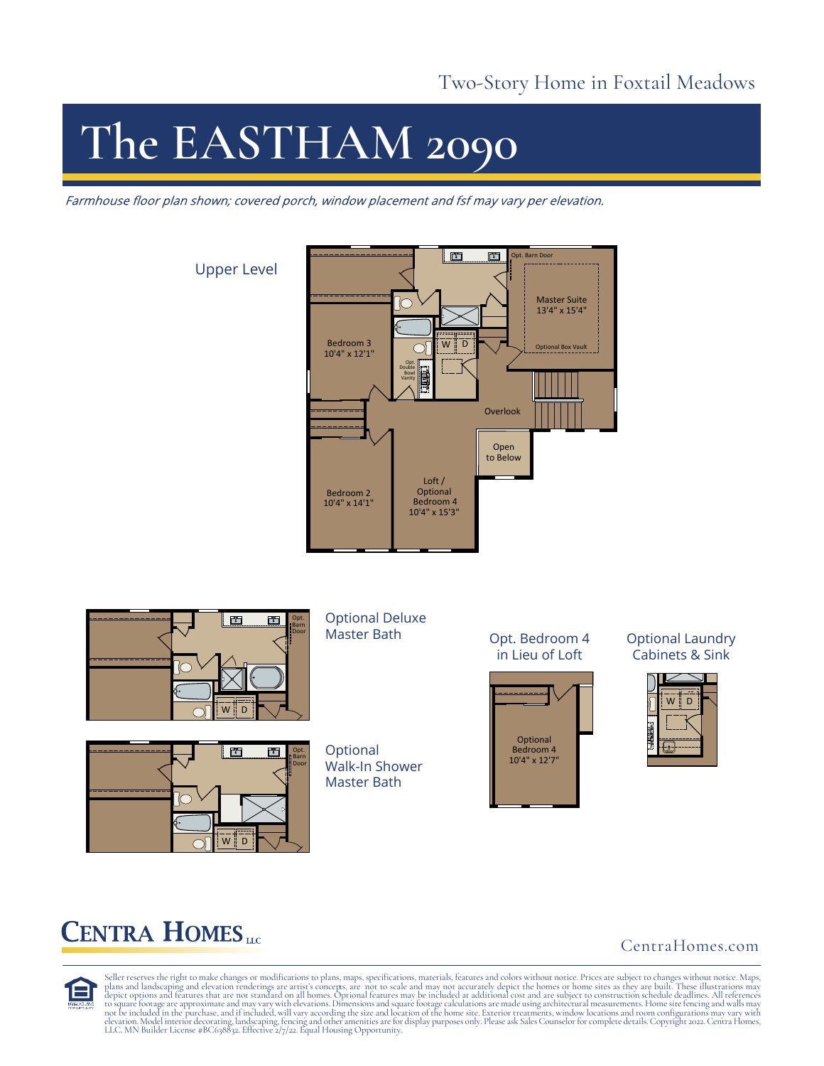Two-Story Home in Foxtail Meadows

# The EASTHAM 2090

*Farmhouse floor plan shown; covered porch, window placement and fsf may vary per elevation.*

## Upper Level

Opt. Barn Door

Master Suite
13'4" x 15'4"

Optional Box Vault

W D

Bedroom 3
10'4" x 12'1"

Opt. Double Bowl Vanity

Overlook

Open to Below

Loft / Optional Bedroom 4
10'4" x 15'3"

Bedroom 2
10'4" x 14'1"

Opt. Barn Door

W D

Optional Deluxe Master Bath

Opt. Barn Door

W D

Optional Walk-In Shower Master Bath

Opt. Bedroom 4 in Lieu of Loft

Optional Bedroom 4
10'4" x 12'7"

Optional Laundry Cabinets & Sink

W D

CENTRA HOMES LLC

CentraHomes.com

Seller reserves the right to make changes or modifications to plans, maps, specifications, materials, features and colors without notice. Prices are subject to changes without notice. Maps, plans and landscaping and elevation renderings are artist's concepts, are not to scale and may not accurately depict the homes or home sites as they are built. These illustrations may depict options and features that are not standard on all homes. Optional features may be included at additional cost and are subject to construction schedule deadlines. All references to square footage are approximate and may vary with elevations. Dimensions and square footage calculations are made using architectural measurements. Home site fencing and walls may not be included in the purchase, and if included, will vary according the size and location of the home site. Exterior treatments, window locations and room configurations may vary with elevation. Model interior decorating, landscaping, fencing and other amenities are for display purposes only. Please ask Sales Counselor for complete details. Copyright 2022. Centra Homes, LLC. MN Builder License #BC638832. Effective 2/7/22. Equal Housing Opportunity.